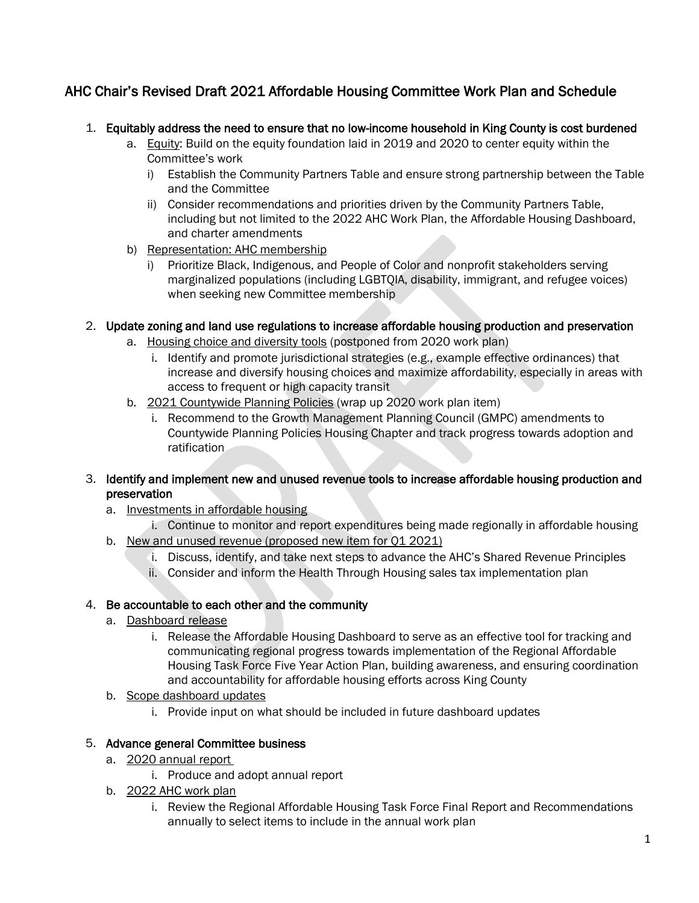# AHC Chair's Revised Draft 2021 Affordable Housing Committee Work Plan and Schedule

1. **Equitably address the need to ensure that no low-income household in King County is cost burdened**
   a. Equity: Build on the equity foundation laid in 2019 and 2020 to center equity within the Committee's work
      i) Establish the Community Partners Table and ensure strong partnership between the Table and the Committee
      ii) Consider recommendations and priorities driven by the Community Partners Table, including but not limited to the 2022 AHC Work Plan, the Affordable Housing Dashboard, and charter amendments
   b) Representation: AHC membership
      i) Prioritize Black, Indigenous, and People of Color and nonprofit stakeholders serving marginalized populations (including LGBTQIA, disability, immigrant, and refugee voices) when seeking new Committee membership

2. **Update zoning and land use regulations to increase affordable housing production and preservation**
   a. Housing choice and diversity tools (postponed from 2020 work plan)
      i. Identify and promote jurisdictional strategies (e.g., example effective ordinances) that increase and diversify housing choices and maximize affordability, especially in areas with access to frequent or high capacity transit
   b. 2021 Countywide Planning Policies (wrap up 2020 work plan item)
      i. Recommend to the Growth Management Planning Council (GMPC) amendments to Countywide Planning Policies Housing Chapter and track progress towards adoption and ratification

3. **Identify and implement new and unused revenue tools to increase affordable housing production and preservation**
   a. Investments in affordable housing
      i. Continue to monitor and report expenditures being made regionally in affordable housing
   b. New and unused revenue (proposed new item for Q1 2021)
      i. Discuss, identify, and take next steps to advance the AHC's Shared Revenue Principles
      ii. Consider and inform the Health Through Housing sales tax implementation plan

4. **Be accountable to each other and the community**
   a. Dashboard release
      i. Release the Affordable Housing Dashboard to serve as an effective tool for tracking and communicating regional progress towards implementation of the Regional Affordable Housing Task Force Five Year Action Plan, building awareness, and ensuring coordination and accountability for affordable housing efforts across King County
   b. Scope dashboard updates
      i. Provide input on what should be included in future dashboard updates

5. **Advance general Committee business**
   a. 2020 annual report
      i. Produce and adopt annual report
   b. 2022 AHC work plan
      i. Review the Regional Affordable Housing Task Force Final Report and Recommendations annually to select items to include in the annual work plan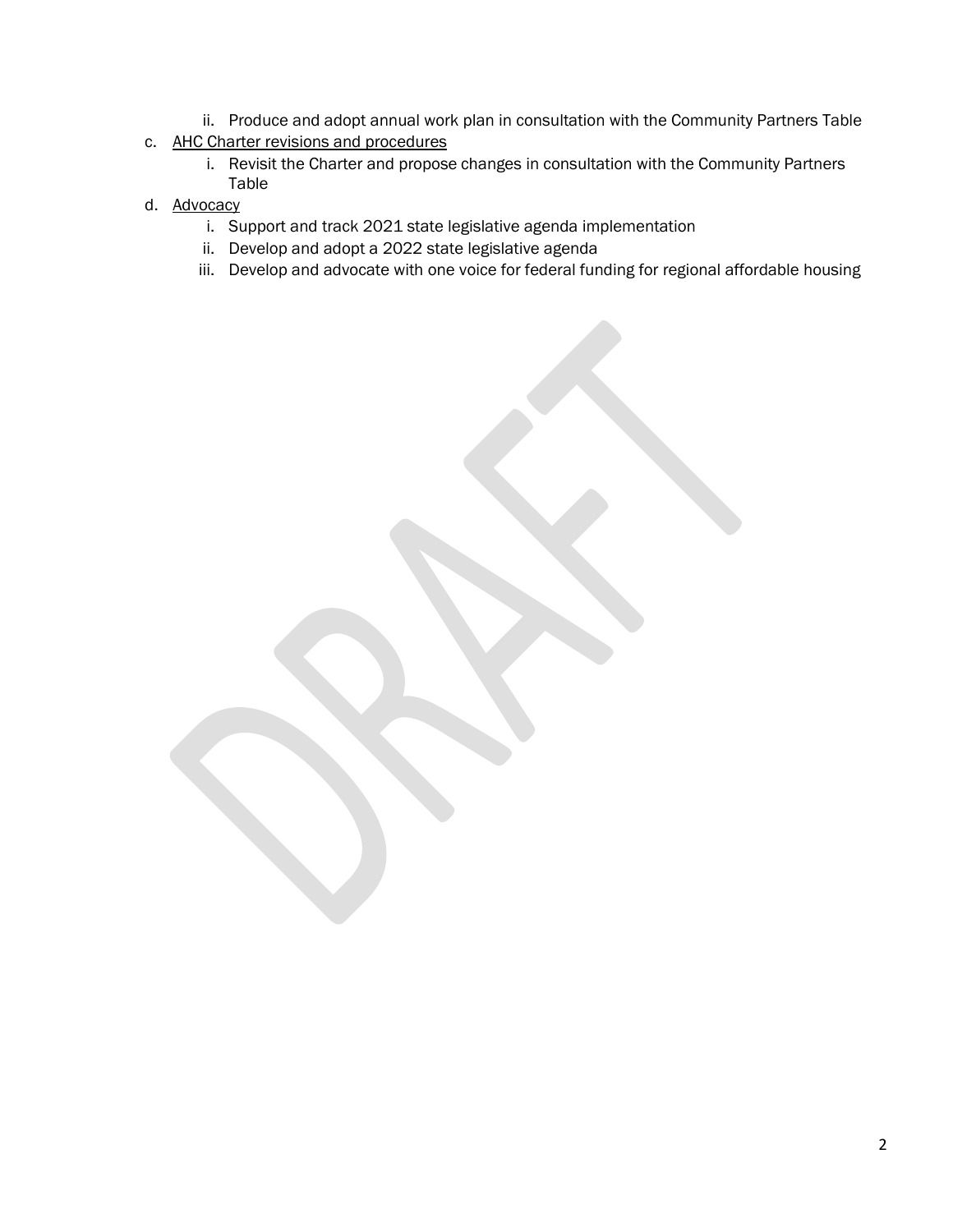ii. Produce and adopt annual work plan in consultation with the Community Partners Table

c. <u>AHC Charter revisions and procedures</u>
   i. Revisit the Charter and propose changes in consultation with the Community Partners Table

d. <u>Advocacy</u>
   i. Support and track 2021 state legislative agenda implementation
   ii. Develop and adopt a 2022 state legislative agenda
   iii. Develop and advocate with one voice for federal funding for regional affordable housing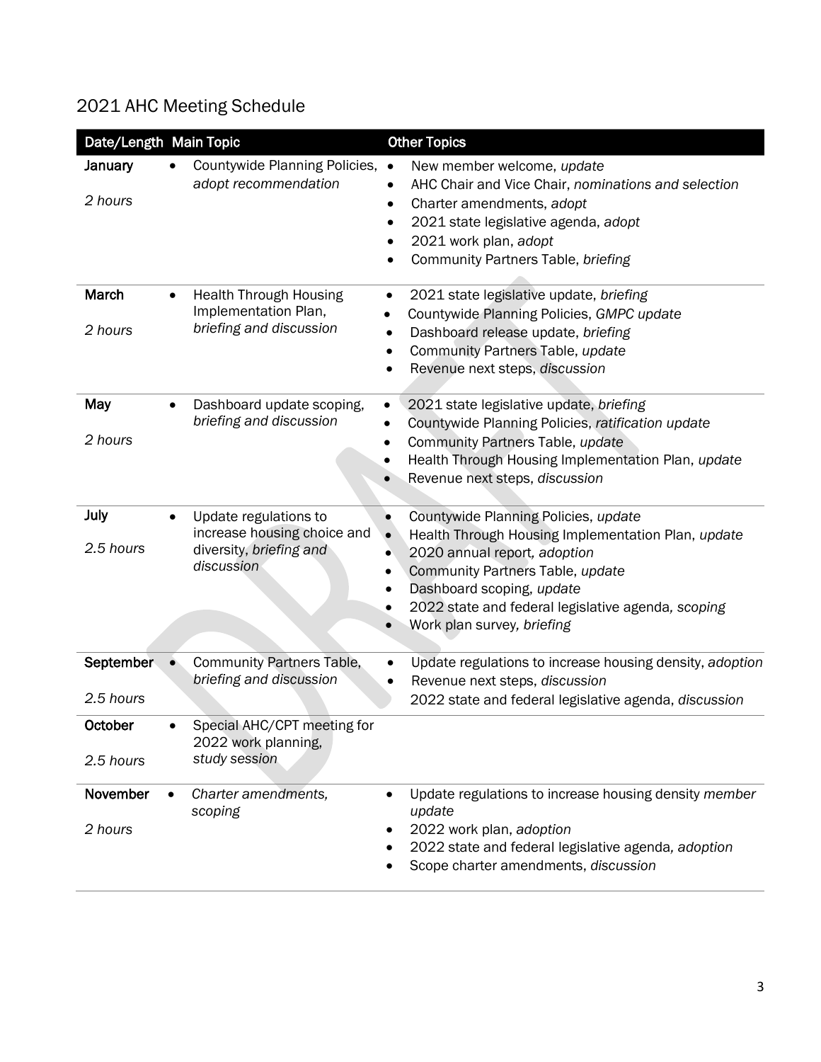## 2021 AHC Meeting Schedule

| Date/Length | Main Topic | Other Topics |
|---|---|---|
| **January**<br><br>*2 hours* | • Countywide Planning Policies, *adopt recommendation* | • New member welcome, *update*<br>• AHC Chair and Vice Chair, *nominations and selection*<br>• Charter amendments, *adopt*<br>• 2021 state legislative agenda, *adopt*<br>• 2021 work plan, *adopt*<br>• Community Partners Table, *briefing* |
| **March**<br><br>*2 hours* | • Health Through Housing Implementation Plan, *briefing and discussion* | • 2021 state legislative update, *briefing*<br>• Countywide Planning Policies, *GMPC update*<br>• Dashboard release update, *briefing*<br>• Community Partners Table, *update*<br>• Revenue next steps, *discussion* |
| **May**<br><br>*2 hours* | • Dashboard update scoping, *briefing and discussion* | • 2021 state legislative update, *briefing*<br>• Countywide Planning Policies, *ratification update*<br>• Community Partners Table, *update*<br>• Health Through Housing Implementation Plan, *update*<br>• Revenue next steps, *discussion* |
| **July**<br><br>*2.5 hours* | • Update regulations to increase housing choice and diversity, *briefing and discussion* | • Countywide Planning Policies, *update*<br>• Health Through Housing Implementation Plan, *update*<br>• 2020 annual report, *adoption*<br>• Community Partners Table, *update*<br>• Dashboard scoping, *update*<br>• 2022 state and federal legislative agenda, *scoping*<br>• Work plan survey, *briefing* |
| **September**<br><br>*2.5 hours* | • Community Partners Table, *briefing and discussion* | • Update regulations to increase housing density, *adoption*<br>• Revenue next steps, *discussion*<br>2022 state and federal legislative agenda, *discussion* |
| **October**<br><br>*2.5 hours* | • Special AHC/CPT meeting for 2022 work planning, *study session* | |
| **November**<br><br>*2 hours* | • *Charter amendments, scoping* | • Update regulations to increase housing density *member update*<br>• 2022 work plan, *adoption*<br>• 2022 state and federal legislative agenda, *adoption*<br>• Scope charter amendments, *discussion* |